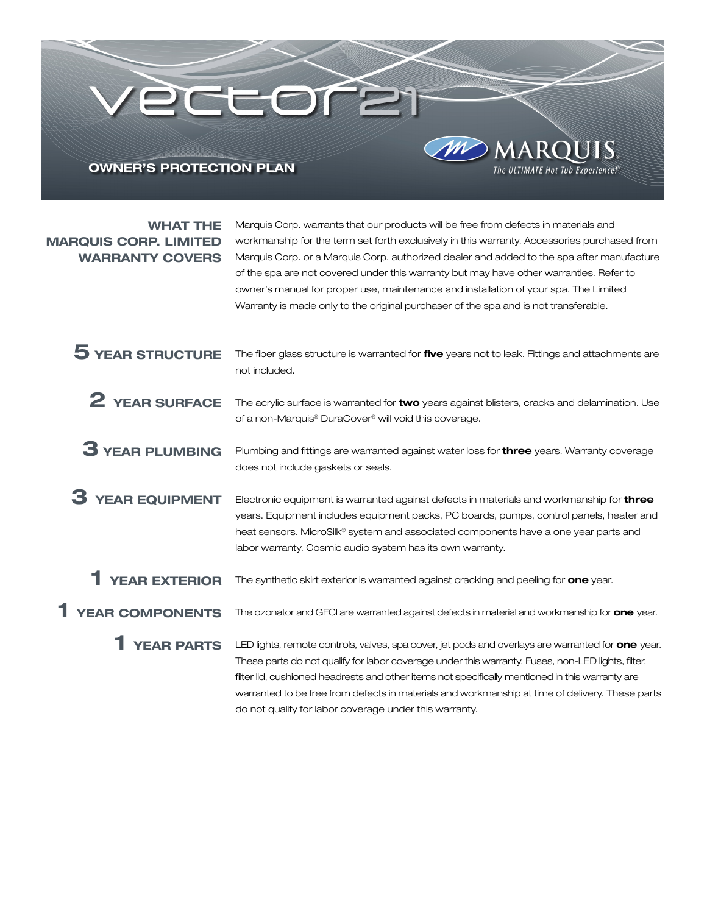# vector21

## OWNER'S PROTECTION PLAN

MARQUIS®
*The ULTIMATE Hot Tub Experience!*®

### WHAT THE MARQUIS CORP. LIMITED WARRANTY COVERS

Marquis Corp. warrants that our products will be free from defects in materials and workmanship for the term set forth exclusively in this warranty. Accessories purchased from Marquis Corp. or a Marquis Corp. authorized dealer and added to the spa after manufacture of the spa are not covered under this warranty but may have other warranties. Refer to owner's manual for proper use, maintenance and installation of your spa. The Limited Warranty is made only to the original purchaser of the spa and is not transferable.

### 5 YEAR STRUCTURE

The fiber glass structure is warranted for **five** years not to leak. Fittings and attachments are not included.

### 2 YEAR SURFACE

The acrylic surface is warranted for **two** years against blisters, cracks and delamination. Use of a non-Marquis® DuraCover® will void this coverage.

### 3 YEAR PLUMBING

Plumbing and fittings are warranted against water loss for **three** years. Warranty coverage does not include gaskets or seals.

### 3 YEAR EQUIPMENT

Electronic equipment is warranted against defects in materials and workmanship for **three** years. Equipment includes equipment packs, PC boards, pumps, control panels, heater and heat sensors. MicroSilk® system and associated components have a one year parts and labor warranty. Cosmic audio system has its own warranty.

### 1 YEAR EXTERIOR

The synthetic skirt exterior is warranted against cracking and peeling for **one** year.

### 1 YEAR COMPONENTS

The ozonator and GFCI are warranted against defects in material and workmanship for **one** year.

### 1 YEAR PARTS

LED lights, remote controls, valves, spa cover, jet pods and overlays are warranted for **one** year. These parts do not qualify for labor coverage under this warranty. Fuses, non-LED lights, filter, filter lid, cushioned headrests and other items not specifically mentioned in this warranty are warranted to be free from defects in materials and workmanship at time of delivery. These parts do not qualify for labor coverage under this warranty.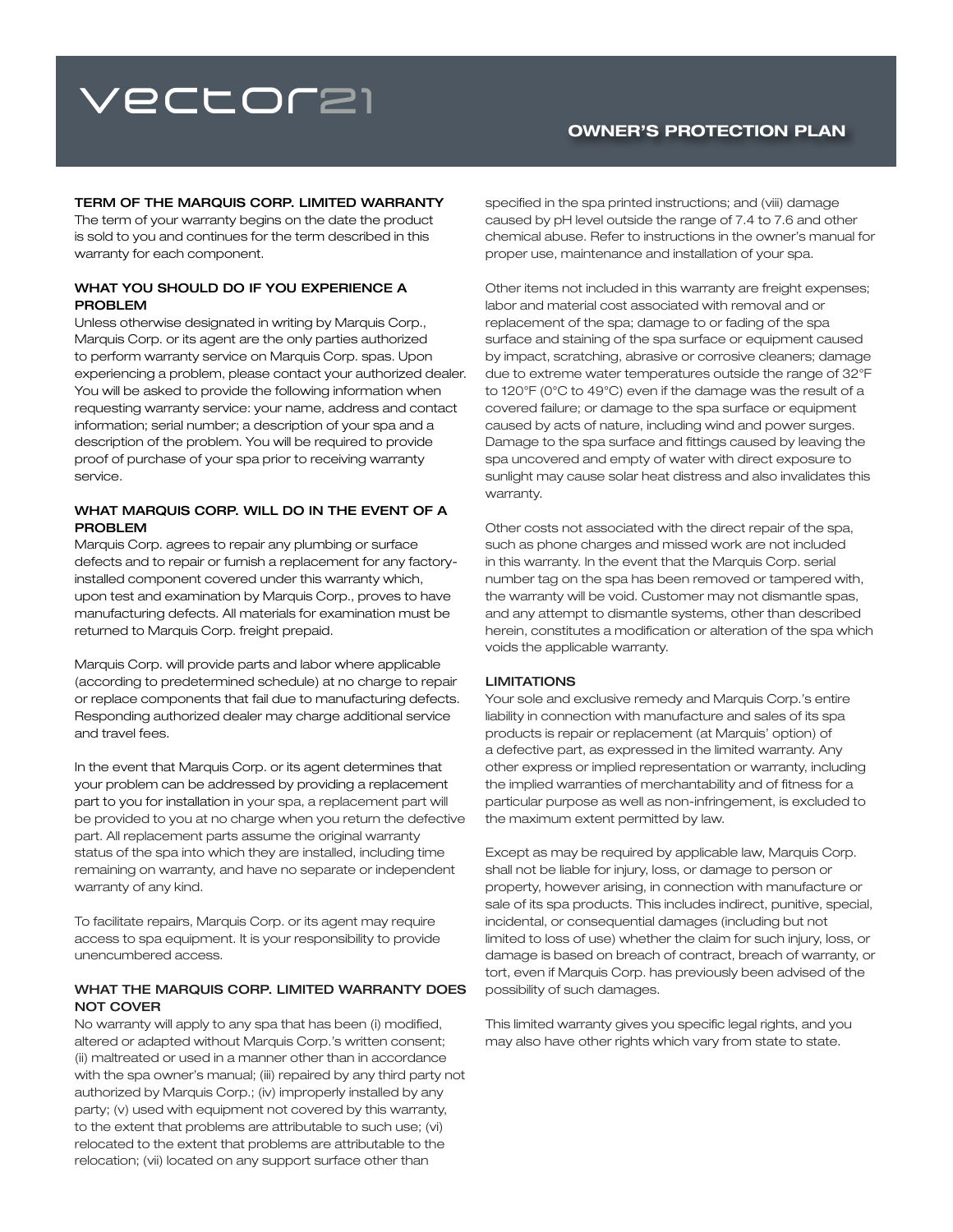# Vector21

## OWNER'S PROTECTION PLAN

### TERM OF THE MARQUIS CORP. LIMITED WARRANTY

The term of your warranty begins on the date the product is sold to you and continues for the term described in this warranty for each component.

### WHAT YOU SHOULD DO IF YOU EXPERIENCE A PROBLEM

Unless otherwise designated in writing by Marquis Corp., Marquis Corp. or its agent are the only parties authorized to perform warranty service on Marquis Corp. spas. Upon experiencing a problem, please contact your authorized dealer. You will be asked to provide the following information when requesting warranty service: your name, address and contact information; serial number; a description of your spa and a description of the problem. You will be required to provide proof of purchase of your spa prior to receiving warranty service.

### WHAT MARQUIS CORP. WILL DO IN THE EVENT OF A PROBLEM

Marquis Corp. agrees to repair any plumbing or surface defects and to repair or furnish a replacement for any factory-installed component covered under this warranty which, upon test and examination by Marquis Corp., proves to have manufacturing defects. All materials for examination must be returned to Marquis Corp. freight prepaid.

Marquis Corp. will provide parts and labor where applicable (according to predetermined schedule) at no charge to repair or replace components that fail due to manufacturing defects. Responding authorized dealer may charge additional service and travel fees.

In the event that Marquis Corp. or its agent determines that your problem can be addressed by providing a replacement part to you for installation in your spa, a replacement part will be provided to you at no charge when you return the defective part. All replacement parts assume the original warranty status of the spa into which they are installed, including time remaining on warranty, and have no separate or independent warranty of any kind.

To facilitate repairs, Marquis Corp. or its agent may require access to spa equipment. It is your responsibility to provide unencumbered access.

### WHAT THE MARQUIS CORP. LIMITED WARRANTY DOES NOT COVER

No warranty will apply to any spa that has been (i) modified, altered or adapted without Marquis Corp.'s written consent; (ii) maltreated or used in a manner other than in accordance with the spa owner's manual; (iii) repaired by any third party not authorized by Marquis Corp.; (iv) improperly installed by any party; (v) used with equipment not covered by this warranty, to the extent that problems are attributable to such use; (vi) relocated to the extent that problems are attributable to the relocation; (vii) located on any support surface other than specified in the spa printed instructions; and (viii) damage caused by pH level outside the range of 7.4 to 7.6 and other chemical abuse. Refer to instructions in the owner's manual for proper use, maintenance and installation of your spa.

Other items not included in this warranty are freight expenses; labor and material cost associated with removal and or replacement of the spa; damage to or fading of the spa surface and staining of the spa surface or equipment caused by impact, scratching, abrasive or corrosive cleaners; damage due to extreme water temperatures outside the range of 32°F to 120°F (0°C to 49°C) even if the damage was the result of a covered failure; or damage to the spa surface or equipment caused by acts of nature, including wind and power surges. Damage to the spa surface and fittings caused by leaving the spa uncovered and empty of water with direct exposure to sunlight may cause solar heat distress and also invalidates this warranty.

Other costs not associated with the direct repair of the spa, such as phone charges and missed work are not included in this warranty. In the event that the Marquis Corp. serial number tag on the spa has been removed or tampered with, the warranty will be void. Customer may not dismantle spas, and any attempt to dismantle systems, other than described herein, constitutes a modification or alteration of the spa which voids the applicable warranty.

### LIMITATIONS

Your sole and exclusive remedy and Marquis Corp.'s entire liability in connection with manufacture and sales of its spa products is repair or replacement (at Marquis' option) of a defective part, as expressed in the limited warranty. Any other express or implied representation or warranty, including the implied warranties of merchantability and of fitness for a particular purpose as well as non-infringement, is excluded to the maximum extent permitted by law.

Except as may be required by applicable law, Marquis Corp. shall not be liable for injury, loss, or damage to person or property, however arising, in connection with manufacture or sale of its spa products. This includes indirect, punitive, special, incidental, or consequential damages (including but not limited to loss of use) whether the claim for such injury, loss, or damage is based on breach of contract, breach of warranty, or tort, even if Marquis Corp. has previously been advised of the possibility of such damages.

This limited warranty gives you specific legal rights, and you may also have other rights which vary from state to state.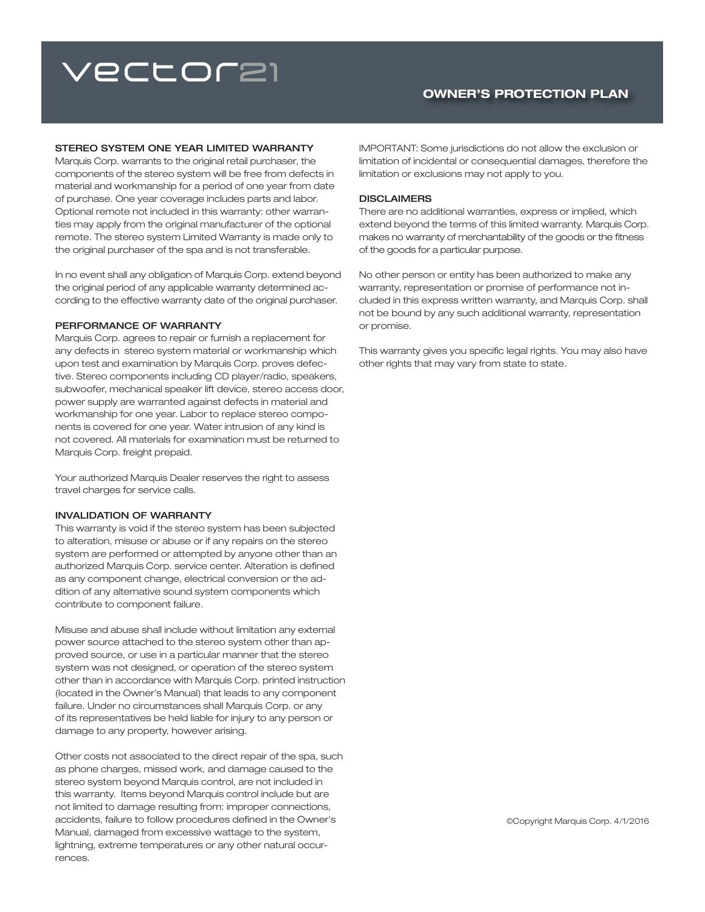# vector21

## OWNER'S PROTECTION PLAN

### STEREO SYSTEM ONE YEAR LIMITED WARRANTY

Marquis Corp. warrants to the original retail purchaser, the components of the stereo system will be free from defects in material and workmanship for a period of one year from date of purchase. One year coverage includes parts and labor. Optional remote not included in this warranty: other warranties may apply from the original manufacturer of the optional remote. The stereo system Limited Warranty is made only to the original purchaser of the spa and is not transferable.

In no event shall any obligation of Marquis Corp. extend beyond the original period of any applicable warranty determined according to the effective warranty date of the original purchaser.

### PERFORMANCE OF WARRANTY

Marquis Corp. agrees to repair or furnish a replacement for any defects in stereo system material or workmanship which upon test and examination by Marquis Corp. proves defective. Stereo components including CD player/radio, speakers, subwoofer, mechanical speaker lift device, stereo access door, power supply are warranted against defects in material and workmanship for one year. Labor to replace stereo components is covered for one year. Water intrusion of any kind is not covered. All materials for examination must be returned to Marquis Corp. freight prepaid.

Your authorized Marquis Dealer reserves the right to assess travel charges for service calls.

### INVALIDATION OF WARRANTY

This warranty is void if the stereo system has been subjected to alteration, misuse or abuse or if any repairs on the stereo system are performed or attempted by anyone other than an authorized Marquis Corp. service center. Alteration is defined as any component change, electrical conversion or the addition of any alternative sound system components which contribute to component failure.

Misuse and abuse shall include without limitation any external power source attached to the stereo system other than approved source, or use in a particular manner that the stereo system was not designed, or operation of the stereo system other than in accordance with Marquis Corp. printed instruction (located in the Owner's Manual) that leads to any component failure. Under no circumstances shall Marquis Corp. or any of its representatives be held liable for injury to any person or damage to any property, however arising.

Other costs not associated to the direct repair of the spa, such as phone charges, missed work, and damage caused to the stereo system beyond Marquis control, are not included in this warranty. Items beyond Marquis control include but are not limited to damage resulting from: improper connections, accidents, failure to follow procedures defined in the Owner's Manual, damaged from excessive wattage to the system, lightning, extreme temperatures or any other natural occurrences.

IMPORTANT: Some jurisdictions do not allow the exclusion or limitation of incidental or consequential damages, therefore the limitation or exclusions may not apply to you.

### DISCLAIMERS

There are no additional warranties, express or implied, which extend beyond the terms of this limited warranty. Marquis Corp. makes no warranty of merchantability of the goods or the fitness of the goods for a particular purpose.

No other person or entity has been authorized to make any warranty, representation or promise of performance not included in this express written warranty, and Marquis Corp. shall not be bound by any such additional warranty, representation or promise.

This warranty gives you specific legal rights. You may also have other rights that may vary from state to state.

©Copyright Marquis Corp. 4/1/2016